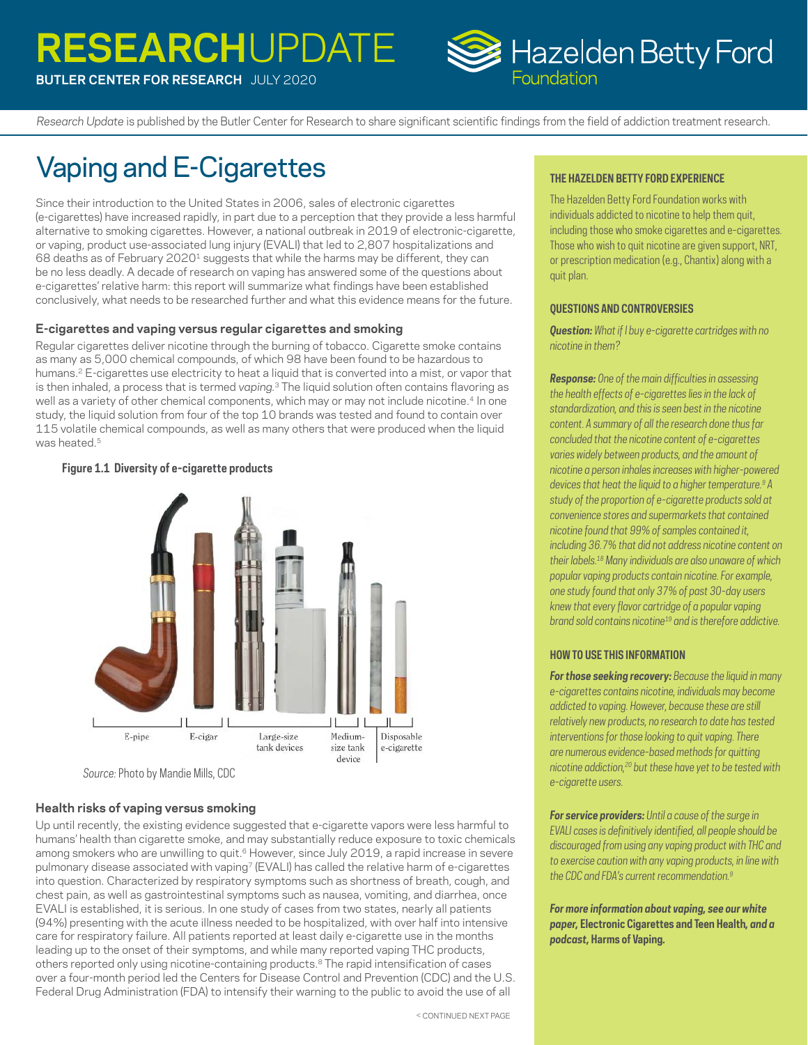# RESEARCHUPDATE

**BUTLER CENTER FOR RESEARCH** JULY 2020

Hazelden Betty Ford Foundation

*Research Update* is published by the Butler Center for Research to share significant scientific findings from the field of addiction treatment research.

## Vaping and E-Cigarettes

Since their introduction to the United States in 2006, sales of electronic cigarettes (e-cigarettes) have increased rapidly, in part due to a perception that they provide a less harmful alternative to smoking cigarettes. However, a national outbreak in 2019 of electronic-cigarette, or vaping, product use-associated lung injury (EVALI) that led to 2,807 hospitalizations and 68 deaths as of February 2020[1] suggests that while the harms may be different, they can be no less deadly. A decade of research on vaping has answered some of the questions about e-cigarettes' relative harm: this report will summarize what findings have been established conclusively, what needs to be researched further and what this evidence means for the future.

### E-cigarettes and vaping versus regular cigarettes and smoking

Regular cigarettes deliver nicotine through the burning of tobacco. Cigarette smoke contains as many as 5,000 chemical compounds, of which 98 have been found to be hazardous to humans.[2] E-cigarettes use electricity to heat a liquid that is converted into a mist, or vapor that is then inhaled, a process that is termed *vaping.*[3] The liquid solution often contains flavoring as well as a variety of other chemical components, which may or may not include nicotine.[4] In one study, the liquid solution from four of the top 10 brands was tested and found to contain over 115 volatile chemical compounds, as well as many others that were produced when the liquid was heated.[5]

**Figure 1.1 Diversity of e-cigarette products**

E-pipe | E-cigar | Large-size tank devices | Medium-size tank device | Disposable e-cigarette

*Source:* Photo by Mandie Mills, CDC

### Health risks of vaping versus smoking

Up until recently, the existing evidence suggested that e-cigarette vapors were less harmful to humans' health than cigarette smoke, and may substantially reduce exposure to toxic chemicals among smokers who are unwilling to quit.[6] However, since July 2019, a rapid increase in severe pulmonary disease associated with vaping[7] (EVALI) has called the relative harm of e-cigarettes into question. Characterized by respiratory symptoms such as shortness of breath, cough, and chest pain, as well as gastrointestinal symptoms such as nausea, vomiting, and diarrhea, once EVALI is established, it is serious. In one study of cases from two states, nearly all patients (94%) presenting with the acute illness needed to be hospitalized, with over half into intensive care for respiratory failure. All patients reported at least daily e-cigarette use in the months leading up to the onset of their symptoms, and while many reported vaping THC products, others reported only using nicotine-containing products.[8] The rapid intensification of cases over a four-month period led the Centers for Disease Control and Prevention (CDC) and the U.S. Federal Drug Administration (FDA) to intensify their warning to the public to avoid the use of all

< CONTINUED NEXT PAGE

#### THE HAZELDEN BETTY FORD EXPERIENCE

The Hazelden Betty Ford Foundation works with individuals addicted to nicotine to help them quit, including those who smoke cigarettes and e-cigarettes. Those who wish to quit nicotine are given support, NRT, or prescription medication (e.g., Chantix) along with a quit plan.

#### QUESTIONS AND CONTROVERSIES

***Question:*** *What if I buy e-cigarette cartridges with no nicotine in them?*

***Response:*** *One of the main difficulties in assessing the health effects of e-cigarettes lies in the lack of standardization, and this is seen best in the nicotine content. A summary of all the research done thus far concluded that the nicotine content of e-cigarettes varies widely between products, and the amount of nicotine a person inhales increases with higher-powered devices that heat the liquid to a higher temperature.[9] A study of the proportion of e-cigarette products sold at convenience stores and supermarkets that contained nicotine found that 99% of samples contained it, including 36.7% that did not address nicotine content on their labels.[18] Many individuals are also unaware of which popular vaping products contain nicotine. For example, one study found that only 37% of past 30-day users knew that every flavor cartridge of a popular vaping brand sold contains nicotine[19] and is therefore addictive.*

#### HOW TO USE THIS INFORMATION

***For those seeking recovery:*** *Because the liquid in many e-cigarettes contains nicotine, individuals may become addicted to vaping. However, because these are still relatively new products, no research to date has tested interventions for those looking to quit vaping. There are numerous evidence-based methods for quitting nicotine addiction,[20] but these have yet to be tested with e-cigarette users.*

***For service providers:*** *Until a cause of the surge in EVALI cases is definitively identified, all people should be discouraged from using any vaping product with THC and to exercise caution with any vaping products, in line with the CDC and FDA's current recommendation.[9]*

***For more information about vaping, see our white paper,* Electronic Cigarettes and Teen Health, *and a podcast,* Harms of Vaping.**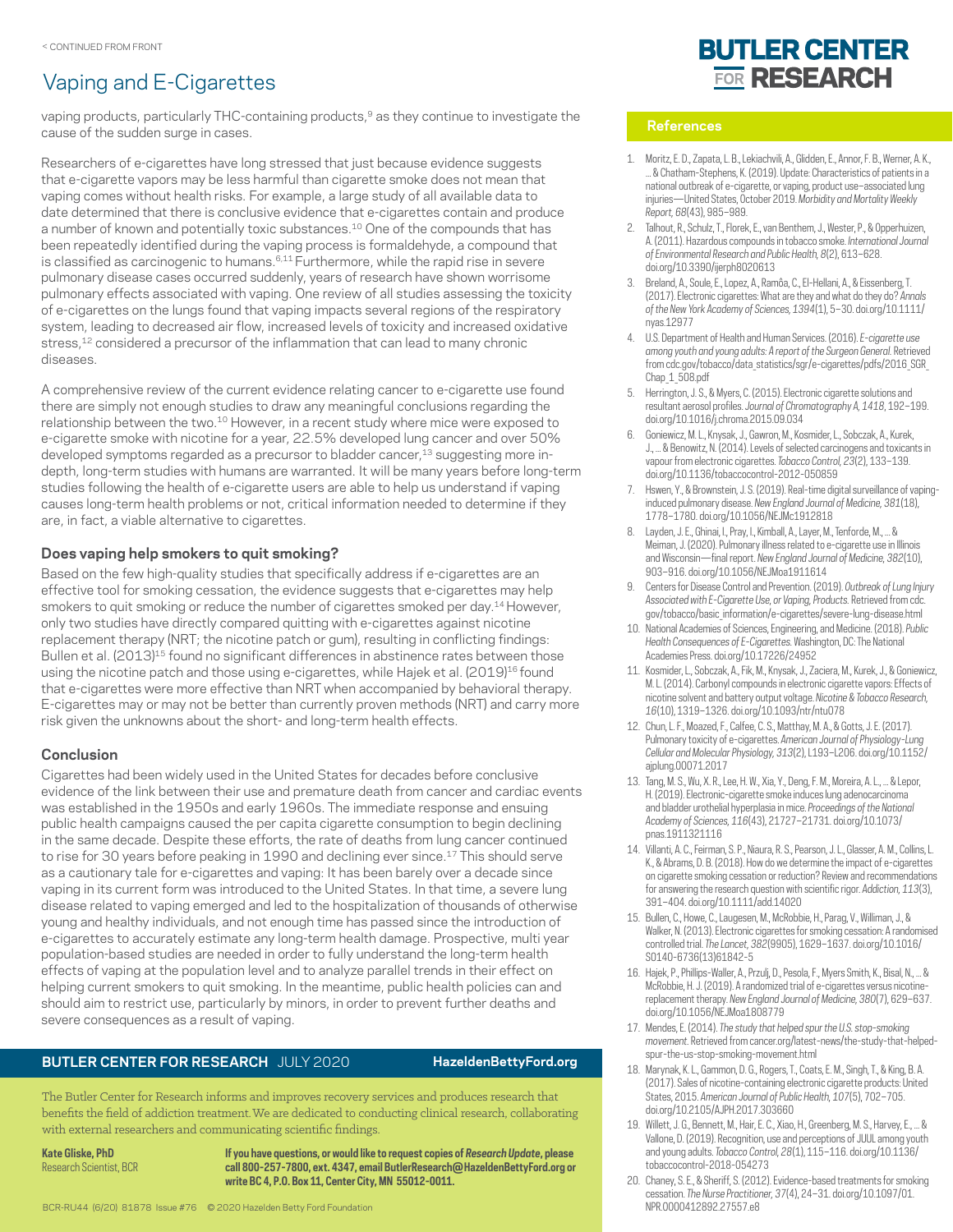< CONTINUED FROM FRONT

# Vaping and E-Cigarettes

vaping products, particularly THC-containing products,[9] as they continue to investigate the cause of the sudden surge in cases.

Researchers of e-cigarettes have long stressed that just because evidence suggests that e-cigarette vapors may be less harmful than cigarette smoke does not mean that vaping comes without health risks. For example, a large study of all available data to date determined that there is conclusive evidence that e-cigarettes contain and produce a number of known and potentially toxic substances.[10] One of the compounds that has been repeatedly identified during the vaping process is formaldehyde, a compound that is classified as carcinogenic to humans.[6,11] Furthermore, while the rapid rise in severe pulmonary disease cases occurred suddenly, years of research have shown worrisome pulmonary effects associated with vaping. One review of all studies assessing the toxicity of e-cigarettes on the lungs found that vaping impacts several regions of the respiratory system, leading to decreased air flow, increased levels of toxicity and increased oxidative stress,[12] considered a precursor of the inflammation that can lead to many chronic diseases.

A comprehensive review of the current evidence relating cancer to e-cigarette use found there are simply not enough studies to draw any meaningful conclusions regarding the relationship between the two.[10] However, in a recent study where mice were exposed to e-cigarette smoke with nicotine for a year, 22.5% developed lung cancer and over 50% developed symptoms regarded as a precursor to bladder cancer,[13] suggesting more in-depth, long-term studies with humans are warranted. It will be many years before long-term studies following the health of e-cigarette users are able to help us understand if vaping causes long-term health problems or not, critical information needed to determine if they are, in fact, a viable alternative to cigarettes.

### Does vaping help smokers to quit smoking?

Based on the few high-quality studies that specifically address if e-cigarettes are an effective tool for smoking cessation, the evidence suggests that e-cigarettes may help smokers to quit smoking or reduce the number of cigarettes smoked per day.[14] However, only two studies have directly compared quitting with e-cigarettes against nicotine replacement therapy (NRT; the nicotine patch or gum), resulting in conflicting findings: Bullen et al. (2013)[15] found no significant differences in abstinence rates between those using the nicotine patch and those using e-cigarettes, while Hajek et al. (2019)[16] found that e-cigarettes were more effective than NRT when accompanied by behavioral therapy. E-cigarettes may or may not be better than currently proven methods (NRT) and carry more risk given the unknowns about the short- and long-term health effects.

### Conclusion

Cigarettes had been widely used in the United States for decades before conclusive evidence of the link between their use and premature death from cancer and cardiac events was established in the 1950s and early 1960s. The immediate response and ensuing public health campaigns caused the per capita cigarette consumption to begin declining in the same decade. Despite these efforts, the rate of deaths from lung cancer continued to rise for 30 years before peaking in 1990 and declining ever since.[17] This should serve as a cautionary tale for e-cigarettes and vaping: It has been barely over a decade since vaping in its current form was introduced to the United States. In that time, a severe lung disease related to vaping emerged and led to the hospitalization of thousands of otherwise young and healthy individuals, and not enough time has passed since the introduction of e-cigarettes to accurately estimate any long-term health damage. Prospective, multi year population-based studies are needed in order to fully understand the long-term health effects of vaping at the population level and to analyze parallel trends in their effect on helping current smokers to quit smoking. In the meantime, public health policies can and should aim to restrict use, particularly by minors, in order to prevent further deaths and severe consequences as a result of vaping.

**BUTLER CENTER FOR RESEARCH** JULY 2020 **HazeldenBettyFord.org**

The Butler Center for Research informs and improves recovery services and produces research that benefits the field of addiction treatment. We are dedicated to conducting clinical research, collaborating with external researchers and communicating scientific findings.

**Kate Gliske, PhD**
Research Scientist, BCR

**If you have questions, or would like to request copies of *Research Update*, please call 800-257-7800, ext. 4347, email ButlerResearch@HazeldenBettyFord.org or write BC 4, P.O. Box 11, Center City, MN 55012-0011.**

BCR-RU44 (6/20) 81878 Issue #76 © 2020 Hazelden Betty Ford Foundation

## BUTLER CENTER FOR RESEARCH

### References

1. Moritz, E. D., Zapata, L. B., Lekiachvili, A., Glidden, E., Annor, F. B., Werner, A. K., … & Chatham-Stephens, K. (2019). Update: Characteristics of patients in a national outbreak of e-cigarette, or vaping, product use–associated lung injuries—United States, October 2019. *Morbidity and Mortality Weekly Report, 68*(43), 985–989.
2. Talhout, R., Schulz, T., Florek, E., van Benthem, J., Wester, P., & Opperhuizen, A. (2011). Hazardous compounds in tobacco smoke. *International Journal of Environmental Research and Public Health, 8*(2), 613–628. doi.org/10.3390/ijerph8020613
3. Breland, A., Soule, E., Lopez, A., Ramôa, C., El-Hellani, A., & Eissenberg, T. (2017). Electronic cigarettes: What are they and what do they do? *Annals of the New York Academy of Sciences, 1394*(1), 5–30. doi.org/10.1111/nyas.12977
4. U.S. Department of Health and Human Services. (2016). *E-cigarette use among youth and young adults: A report of the Surgeon General.* Retrieved from cdc.gov/tobacco/data_statistics/sgr/e-cigarettes/pdfs/2016_SGR_Chap_1_508.pdf
5. Herrington, J. S., & Myers, C. (2015). Electronic cigarette solutions and resultant aerosol profiles. *Journal of Chromatography A, 1418*, 192–199. doi.org/10.1016/j.chroma.2015.09.034
6. Goniewicz, M. L., Knysak, J., Gawron, M., Kosmider, L., Sobczak, A., Kurek, J., … & Benowitz, N. (2014). Levels of selected carcinogens and toxicants in vapour from electronic cigarettes. *Tobacco Control, 23*(2), 133–139. doi.org/10.1136/tobaccocontrol-2012-050859
7. Hswen, Y., & Brownstein, J. S. (2019). Real-time digital surveillance of vaping-induced pulmonary disease. *New England Journal of Medicine, 381*(18), 1778–1780. doi.org/10.1056/NEJMc1912818
8. Layden, J. E., Ghinai, I., Pray, I., Kimball, A., Layer, M., Tenforde, M., … & Meiman, J. (2020). Pulmonary illness related to e-cigarette use in Illinois and Wisconsin—final report. *New England Journal of Medicine, 382*(10), 903–916. doi.org/10.1056/NEJMoa1911614
9. Centers for Disease Control and Prevention. (2019). *Outbreak of Lung Injury Associated with E-Cigarette Use, or Vaping, Products.* Retrieved from cdc.gov/tobacco/basic_information/e-cigarettes/severe-lung-disease.html
10. National Academies of Sciences, Engineering, and Medicine. (2018). *Public Health Consequences of E-Cigarettes.* Washington, DC: The National Academies Press. doi.org/10.17226/24952
11. Kosmider, L., Sobczak, A., Fik, M., Knysak, J., Zaciera, M., Kurek, J., & Goniewicz, M. L. (2014). Carbonyl compounds in electronic cigarette vapors: Effects of nicotine solvent and battery output voltage. *Nicotine & Tobacco Research, 16*(10), 1319–1326. doi.org/10.1093/ntr/ntu078
12. Chun, L. F., Moazed, F., Calfee, C. S., Matthay, M. A., & Gotts, J. E. (2017). Pulmonary toxicity of e-cigarettes. *American Journal of Physiology-Lung Cellular and Molecular Physiology, 313*(2), L193–L206. doi.org/10.1152/ajplung.00071.2017
13. Tang, M. S., Wu, X. R., Lee, H. W., Xia, Y., Deng, F. M., Moreira, A. L., … & Lepor, H. (2019). Electronic-cigarette smoke induces lung adenocarcinoma and bladder urothelial hyperplasia in mice. *Proceedings of the National Academy of Sciences, 116*(43), 21727–21731. doi.org/10.1073/pnas.1911321116
14. Villanti, A. C., Feirman, S. P., Niaura, R. S., Pearson, J. L., Glasser, A. M., Collins, L. K., & Abrams, D. B. (2018). How do we determine the impact of e-cigarettes on cigarette smoking cessation or reduction? Review and recommendations for answering the research question with scientific rigor. *Addiction, 113*(3), 391–404. doi.org/10.1111/add.14020
15. Bullen, C., Howe, C., Laugesen, M., McRobbie, H., Parag, V., Williman, J., & Walker, N. (2013). Electronic cigarettes for smoking cessation: A randomised controlled trial. *The Lancet, 382*(9905), 1629–1637. doi.org/10.1016/S0140-6736(13)61842-5
16. Hajek, P., Phillips-Waller, A., Przulj, D., Pesola, F., Myers Smith, K., Bisal, N., … & McRobbie, H. J. (2019). A randomized trial of e-cigarettes versus nicotine-replacement therapy. *New England Journal of Medicine, 380*(7), 629–637. doi.org/10.1056/NEJMoa1808779
17. Mendes, E. (2014). *The study that helped spur the U.S. stop-smoking movement.* Retrieved from cancer.org/latest-news/the-study-that-helped-spur-the-us-stop-smoking-movement.html
18. Marynak, K. L., Gammon, D. G., Rogers, T., Coats, E. M., Singh, T., & King, B. A. (2017). Sales of nicotine-containing electronic cigarette products: United States, 2015. *American Journal of Public Health, 107*(5), 702–705. doi.org/10.2105/AJPH.2017.303660
19. Willett, J. G., Bennett, M., Hair, E. C., Xiao, H., Greenberg, M. S., Harvey, E., … & Vallone, D. (2019). Recognition, use and perceptions of JUUL among youth and young adults. *Tobacco Control, 28*(1), 115–116. doi.org/10.1136/tobaccocontrol-2018-054273
20. Chaney, S. E., & Sheriff, S. (2012). Evidence-based treatments for smoking cessation. *The Nurse Practitioner, 37*(4), 24–31. doi.org/10.1097/01.NPR.0000412892.27557.e8